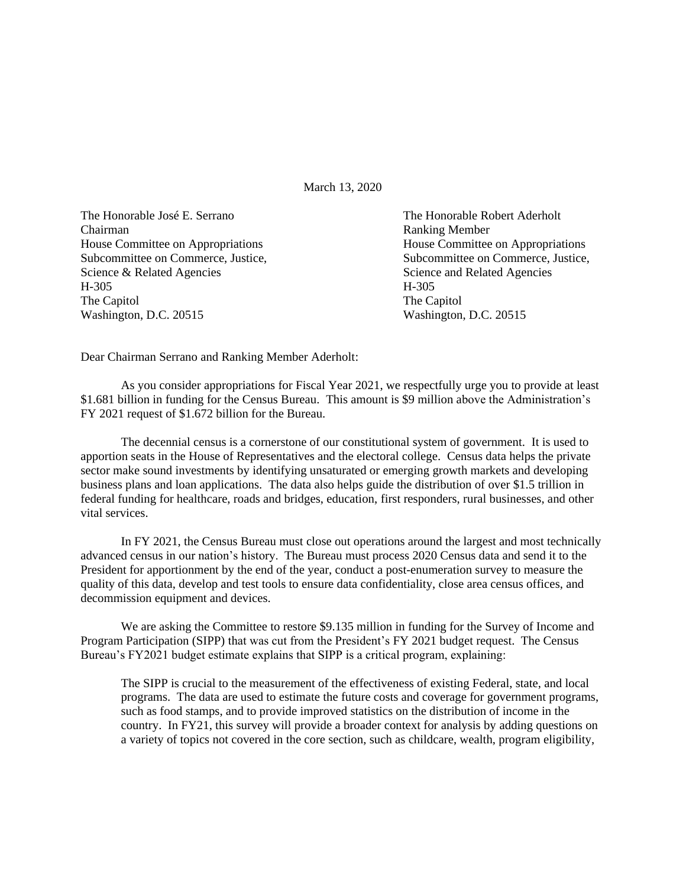March 13, 2020

The Honorable José E. Serrano
Chairman
House Committee on Appropriations
Subcommittee on Commerce, Justice, Science & Related Agencies
H-305
The Capitol
Washington, D.C. 20515

The Honorable Robert Aderholt
Ranking Member
House Committee on Appropriations
Subcommittee on Commerce, Justice, Science and Related Agencies
H-305
The Capitol
Washington, D.C. 20515

Dear Chairman Serrano and Ranking Member Aderholt:

As you consider appropriations for Fiscal Year 2021, we respectfully urge you to provide at least $1.681 billion in funding for the Census Bureau. This amount is $9 million above the Administration's FY 2021 request of $1.672 billion for the Bureau.

The decennial census is a cornerstone of our constitutional system of government. It is used to apportion seats in the House of Representatives and the electoral college. Census data helps the private sector make sound investments by identifying unsaturated or emerging growth markets and developing business plans and loan applications. The data also helps guide the distribution of over $1.5 trillion in federal funding for healthcare, roads and bridges, education, first responders, rural businesses, and other vital services.

In FY 2021, the Census Bureau must close out operations around the largest and most technically advanced census in our nation's history. The Bureau must process 2020 Census data and send it to the President for apportionment by the end of the year, conduct a post-enumeration survey to measure the quality of this data, develop and test tools to ensure data confidentiality, close area census offices, and decommission equipment and devices.

We are asking the Committee to restore $9.135 million in funding for the Survey of Income and Program Participation (SIPP) that was cut from the President's FY 2021 budget request. The Census Bureau's FY2021 budget estimate explains that SIPP is a critical program, explaining:

> The SIPP is crucial to the measurement of the effectiveness of existing Federal, state, and local programs. The data are used to estimate the future costs and coverage for government programs, such as food stamps, and to provide improved statistics on the distribution of income in the country. In FY21, this survey will provide a broader context for analysis by adding questions on a variety of topics not covered in the core section, such as childcare, wealth, program eligibility,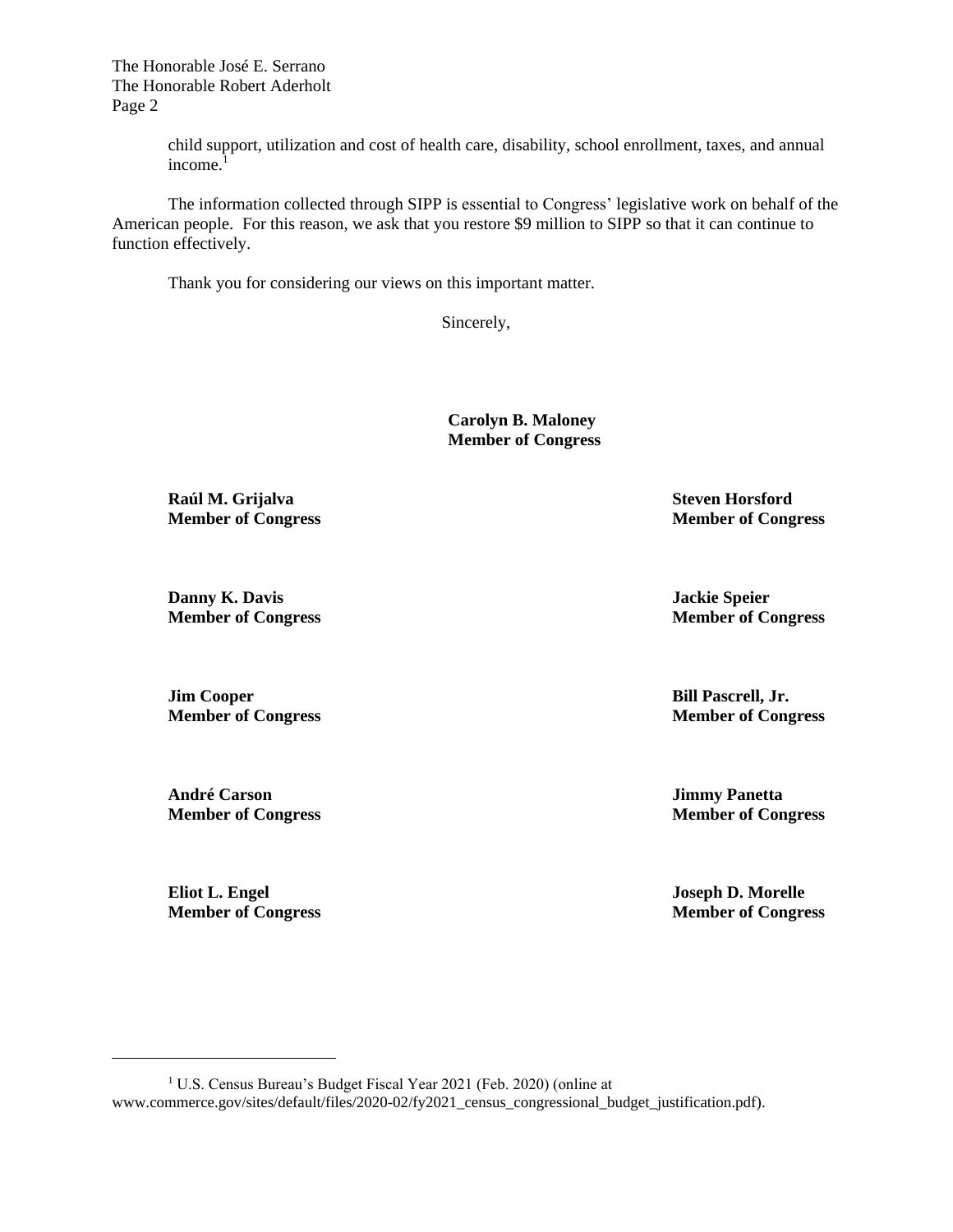child support, utilization and cost of health care, disability, school enrollment, taxes, and annual income.[1]

The information collected through SIPP is essential to Congress' legislative work on behalf of the American people. For this reason, we ask that you restore $9 million to SIPP so that it can continue to function effectively.

Thank you for considering our views on this important matter.

Sincerely,

**Carolyn B. Maloney**
**Member of Congress**

**Raúl M. Grijalva**
**Member of Congress**

**Steven Horsford**
**Member of Congress**

**Danny K. Davis**
**Member of Congress**

**Jackie Speier**
**Member of Congress**

**Jim Cooper**
**Member of Congress**

**Bill Pascrell, Jr.**
**Member of Congress**

**André Carson**
**Member of Congress**

**Jimmy Panetta**
**Member of Congress**

**Eliot L. Engel**
**Member of Congress**

**Joseph D. Morelle**
**Member of Congress**

---

[1] U.S. Census Bureau's Budget Fiscal Year 2021 (Feb. 2020) (online at www.commerce.gov/sites/default/files/2020-02/fy2021_census_congressional_budget_justification.pdf).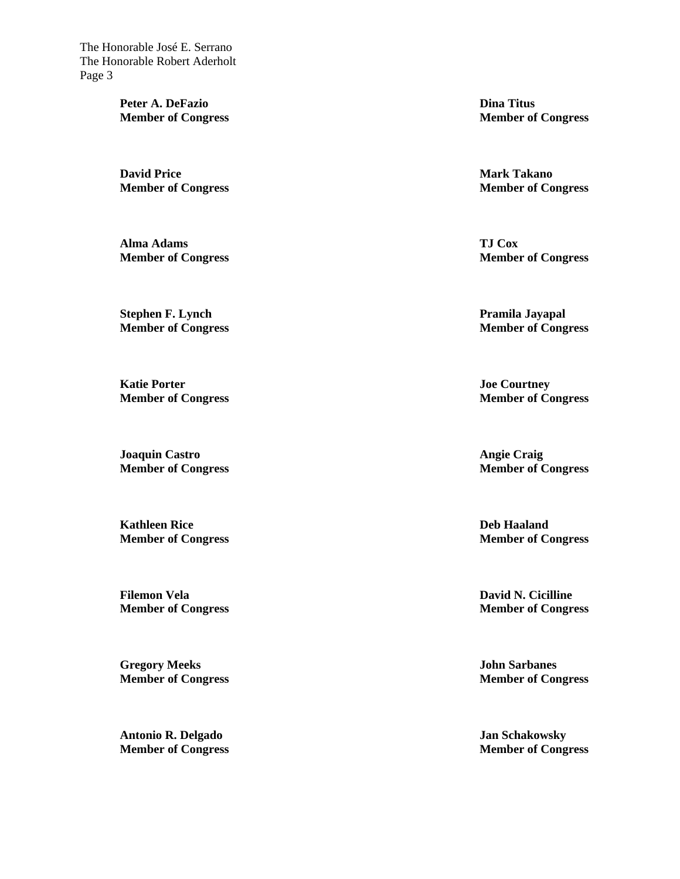**Peter A. DeFazio**
**Member of Congress**

**Dina Titus**
**Member of Congress**

**David Price**
**Member of Congress**

**Mark Takano**
**Member of Congress**

**Alma Adams**
**Member of Congress**

**TJ Cox**
**Member of Congress**

**Stephen F. Lynch**
**Member of Congress**

**Pramila Jayapal**
**Member of Congress**

**Katie Porter**
**Member of Congress**

**Joe Courtney**
**Member of Congress**

**Joaquin Castro**
**Member of Congress**

**Angie Craig**
**Member of Congress**

**Kathleen Rice**
**Member of Congress**

**Deb Haaland**
**Member of Congress**

**Filemon Vela**
**Member of Congress**

**David N. Cicilline**
**Member of Congress**

**Gregory Meeks**
**Member of Congress**

**John Sarbanes**
**Member of Congress**

**Antonio R. Delgado**
**Member of Congress**

**Jan Schakowsky**
**Member of Congress**